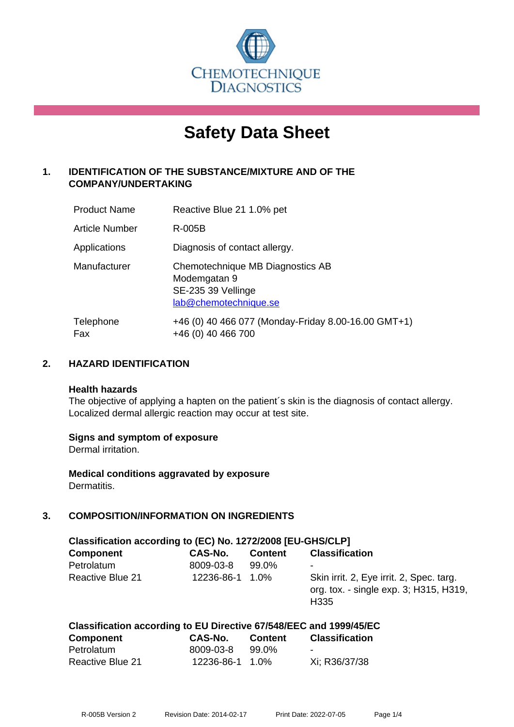CHEMOTECHNIQUE DIAGNOSTICS

# Safety Data Sheet

## 1. IDENTIFICATION OF THE SUBSTANCE/MIXTURE AND OF THE COMPANY/UNDERTAKING

| | |
|---|---|
| Product Name | Reactive Blue 21 1.0% pet |
| Article Number | R-005B |
| Applications | Diagnosis of contact allergy. |
| Manufacturer | Chemotechnique MB Diagnostics AB<br>Modemgatan 9<br>SE-235 39 Vellinge<br>lab@chemotechnique.se |
| Telephone<br>Fax | +46 (0) 40 466 077 (Monday-Friday 8.00-16.00 GMT+1)<br>+46 (0) 40 466 700 |

## 2. HAZARD IDENTIFICATION

**Health hazards**
The objective of applying a hapten on the patient´s skin is the diagnosis of contact allergy. Localized dermal allergic reaction may occur at test site.

**Signs and symptom of exposure**
Dermal irritation.

**Medical conditions aggravated by exposure**
Dermatitis.

## 3. COMPOSITION/INFORMATION ON INGREDIENTS

**Classification according to (EC) No. 1272/2008 [EU-GHS/CLP]**

| Component | CAS-No. | Content | Classification |
|---|---|---|---|
| Petrolatum | 8009-03-8 | 99.0% | - |
| Reactive Blue 21 | 12236-86-1 | 1.0% | Skin irrit. 2, Eye irrit. 2, Spec. targ. org. tox. - single exp. 3; H315, H319, H335 |

**Classification according to EU Directive 67/548/EEC and 1999/45/EC**

| Component | CAS-No. | Content | Classification |
|---|---|---|---|
| Petrolatum | 8009-03-8 | 99.0% | - |
| Reactive Blue 21 | 12236-86-1 | 1.0% | Xi; R36/37/38 |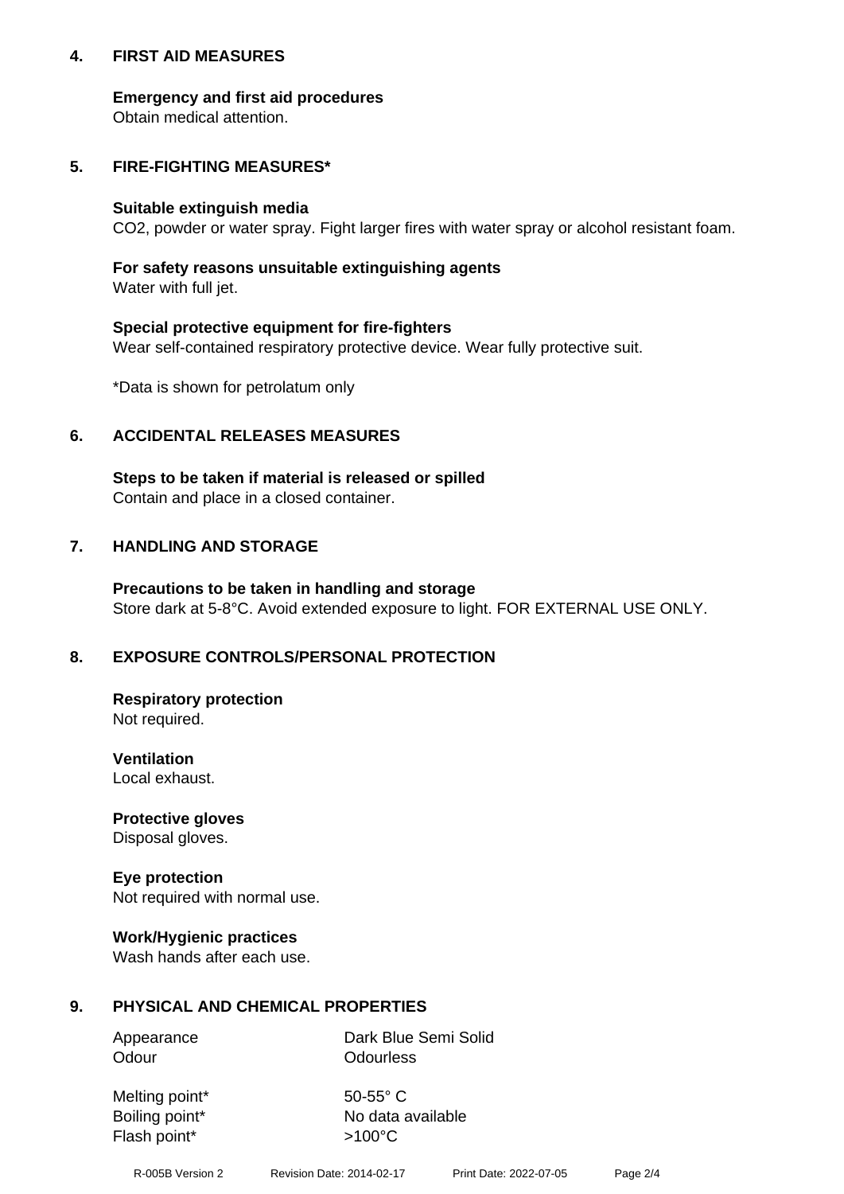## 4. FIRST AID MEASURES

**Emergency and first aid procedures**
Obtain medical attention.

## 5. FIRE-FIGHTING MEASURES*

**Suitable extinguish media**
$CO_2$, powder or water spray. Fight larger fires with water spray or alcohol resistant foam.

**For safety reasons unsuitable extinguishing agents**
Water with full jet.

**Special protective equipment for fire-fighters**
Wear self-contained respiratory protective device. Wear fully protective suit.

*Data is shown for petrolatum only

## 6. ACCIDENTAL RELEASES MEASURES

**Steps to be taken if material is released or spilled**
Contain and place in a closed container.

## 7. HANDLING AND STORAGE

**Precautions to be taken in handling and storage**
Store dark at 5-8°C. Avoid extended exposure to light. FOR EXTERNAL USE ONLY.

## 8. EXPOSURE CONTROLS/PERSONAL PROTECTION

**Respiratory protection**
Not required.

**Ventilation**
Local exhaust.

**Protective gloves**
Disposal gloves.

**Eye protection**
Not required with normal use.

**Work/Hygienic practices**
Wash hands after each use.

## 9. PHYSICAL AND CHEMICAL PROPERTIES

| | |
|---|---|
| Appearance | Dark Blue Semi Solid |
| Odour | Odourless |
| Melting point* | 50-55° C |
| Boiling point* | No data available |
| Flash point* | >100°C |

R-005B Version 2 Revision Date: 2014-02-17 Print Date: 2022-07-05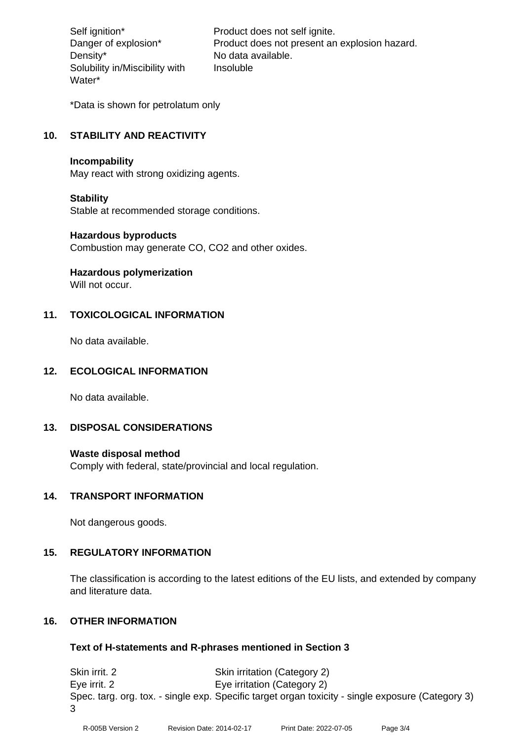| | |
|---|---|
| Self ignition* | Product does not self ignite. |
| Danger of explosion* | Product does not present an explosion hazard. |
| Density* | No data available. |
| Solubility in/Miscibility with Water* | Insoluble |

*Data is shown for petrolatum only

## 10. STABILITY AND REACTIVITY

**Incompability**
May react with strong oxidizing agents.

**Stability**
Stable at recommended storage conditions.

**Hazardous byproducts**
Combustion may generate CO, $CO_2$ and other oxides.

**Hazardous polymerization**
Will not occur.

## 11. TOXICOLOGICAL INFORMATION

No data available.

## 12. ECOLOGICAL INFORMATION

No data available.

## 13. DISPOSAL CONSIDERATIONS

**Waste disposal method**
Comply with federal, state/provincial and local regulation.

## 14. TRANSPORT INFORMATION

Not dangerous goods.

## 15. REGULATORY INFORMATION

The classification is according to the latest editions of the EU lists, and extended by company and literature data.

## 16. OTHER INFORMATION

**Text of H-statements and R-phrases mentioned in Section 3**

| | |
|---|---|
| Skin irrit. 2 | Skin irritation (Category 2) |
| Eye irrit. 2 | Eye irritation (Category 2) |
| Spec. targ. org. tox. - single exp. 3 | Specific target organ toxicity - single exposure (Category 3) |

R-005B Version 2 Revision Date: 2014-02-17 Print Date: 2022-07-05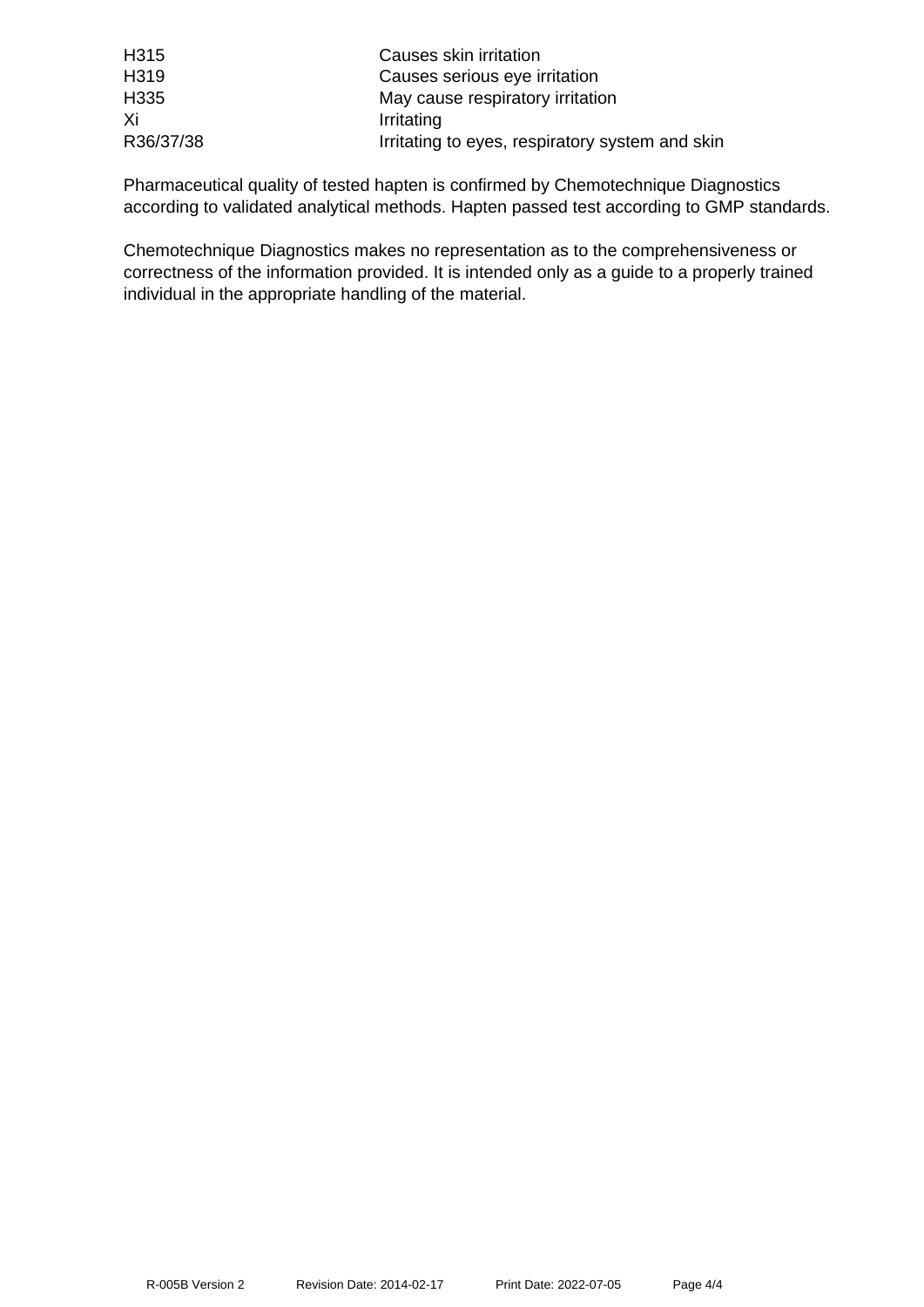| | |
|---|---|
| H315 | Causes skin irritation |
| H319 | Causes serious eye irritation |
| H335 | May cause respiratory irritation |
| Xi | Irritating |
| R36/37/38 | Irritating to eyes, respiratory system and skin |

Pharmaceutical quality of tested hapten is confirmed by Chemotechnique Diagnostics according to validated analytical methods. Hapten passed test according to GMP standards.

Chemotechnique Diagnostics makes no representation as to the comprehensiveness or correctness of the information provided. It is intended only as a guide to a properly trained individual in the appropriate handling of the material.